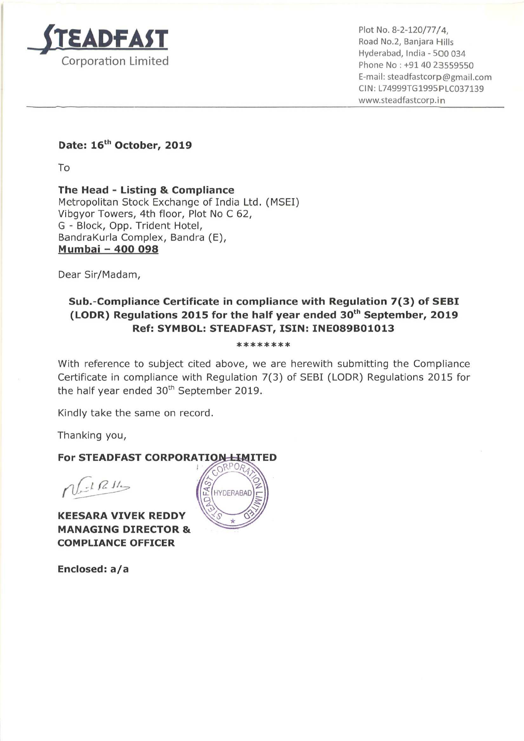**STEADFAST**
Corporation Limited

Plot No. 8-2-120/77/4,
Road No.2, Banjara Hills
Hyderabad, India - 500 034
Phone No : +91 40 23559550
E-mail: steadfastcorp@gmail.com
CIN: L74999TG1995PLC037139
www.steadfastcorp.in

**Date: 16th October, 2019**

To

**The Head - Listing & Compliance**
Metropolitan Stock Exchange of India Ltd. (MSEI)
Vibgyor Towers, 4th floor, Plot No C 62,
G - Block, Opp. Trident Hotel,
BandraKurla Complex, Bandra (E),
**Mumbai – 400 098**

Dear Sir/Madam,

**Sub.-Compliance Certificate in compliance with Regulation 7(3) of SEBI (LODR) Regulations 2015 for the half year ended 30th September, 2019**
**Ref: SYMBOL: STEADFAST, ISIN: INE089B01013**

********

With reference to subject cited above, we are herewith submitting the Compliance Certificate in compliance with Regulation 7(3) of SEBI (LODR) Regulations 2015 for the half year ended 30th September 2019.

Kindly take the same on record.

Thanking you,

**For STEADFAST CORPORATION LIMITED**

**KEESARA VIVEK REDDY**
**MANAGING DIRECTOR &**
**COMPLIANCE OFFICER**

**Enclosed: a/a**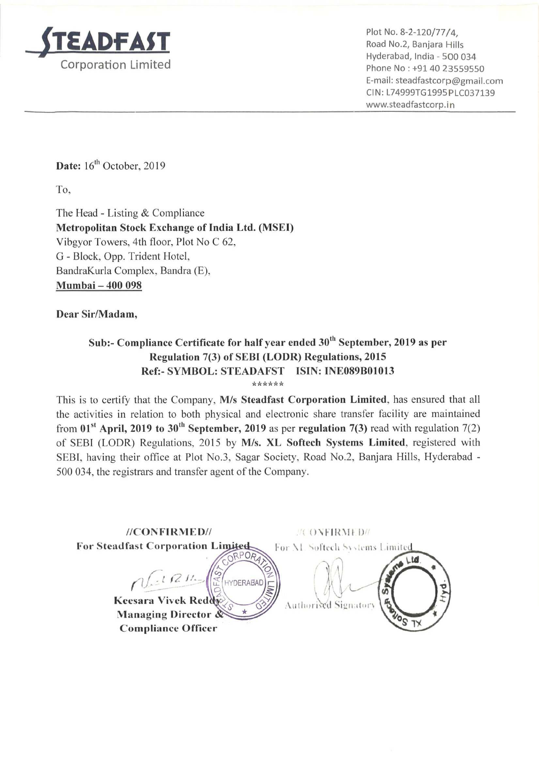**STEADFAST**
Corporation Limited

Plot No. 8-2-120/77/4,
Road No.2, Banjara Hills
Hyderabad, India - 500 034
Phone No : +91 40 23559550
E-mail: steadfastcorp@gmail.com
CIN: L74999TG1995PLC037139
www.steadfastcorp.in

**Date:** 16th October, 2019

To,

The Head - Listing & Compliance
**Metropolitan Stock Exchange of India Ltd. (MSEI)**
Vibgyor Towers, 4th floor, Plot No C 62,
G - Block, Opp. Trident Hotel,
BandraKurla Complex, Bandra (E),
**Mumbai – 400 098**

**Dear Sir/Madam,**

**Sub:- Compliance Certificate for half year ended 30th September, 2019 as per Regulation 7(3) of SEBI (LODR) Regulations, 2015**
**Ref:- SYMBOL: STEADAFST ISIN: INE089B01013**

******

This is to certify that the Company, **M/s Steadfast Corporation Limited**, has ensured that all the activities in relation to both physical and electronic share transfer facility are maintained from **01st April, 2019 to 30th September, 2019** as per **regulation 7(3)** read with regulation 7(2) of SEBI (LODR) Regulations, 2015 by **M/s. XL Softech Systems Limited**, registered with SEBI, having their office at Plot No.3, Sagar Society, Road No.2, Banjara Hills, Hyderabad - 500 034, the registrars and transfer agent of the Company.

**//CONFIRMED//**
**For Steadfast Corporation Limited**

**Keesara Vivek Reddy**
**Managing Director & Compliance Officer**

//CONFIRMED//
For XL Softech Systems Limited

Authorised Signatory